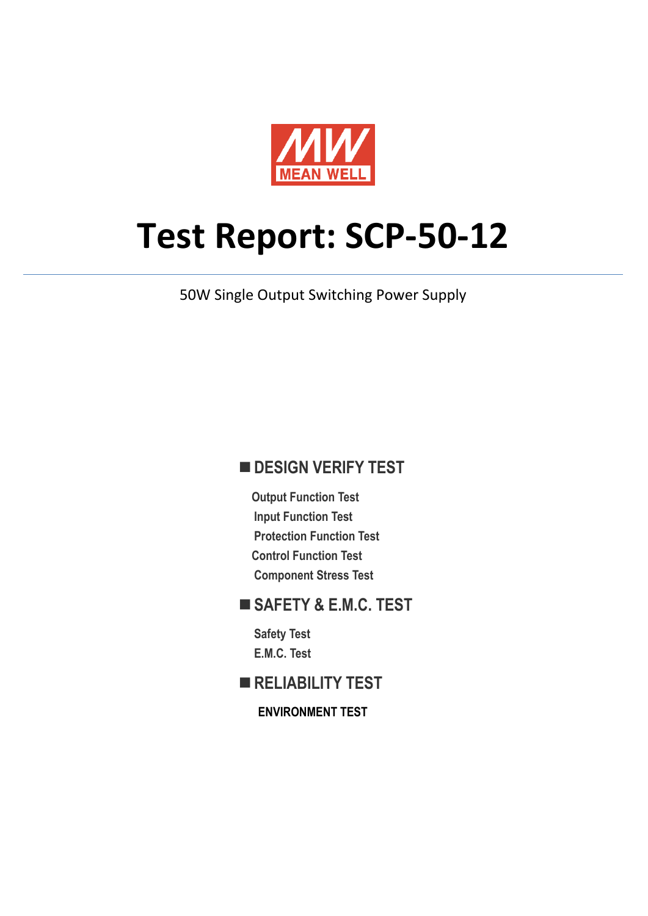MEAN WELL

# Test Report: SCP-50-12

50W Single Output Switching Power Supply

## ■ DESIGN VERIFY TEST

Output Function Test

Input Function Test

Protection Function Test

Control Function Test

Component Stress Test

## ■ SAFETY & E.M.C. TEST

Safety Test

E.M.C. Test

## ■ RELIABILITY TEST

**ENVIRONMENT TEST**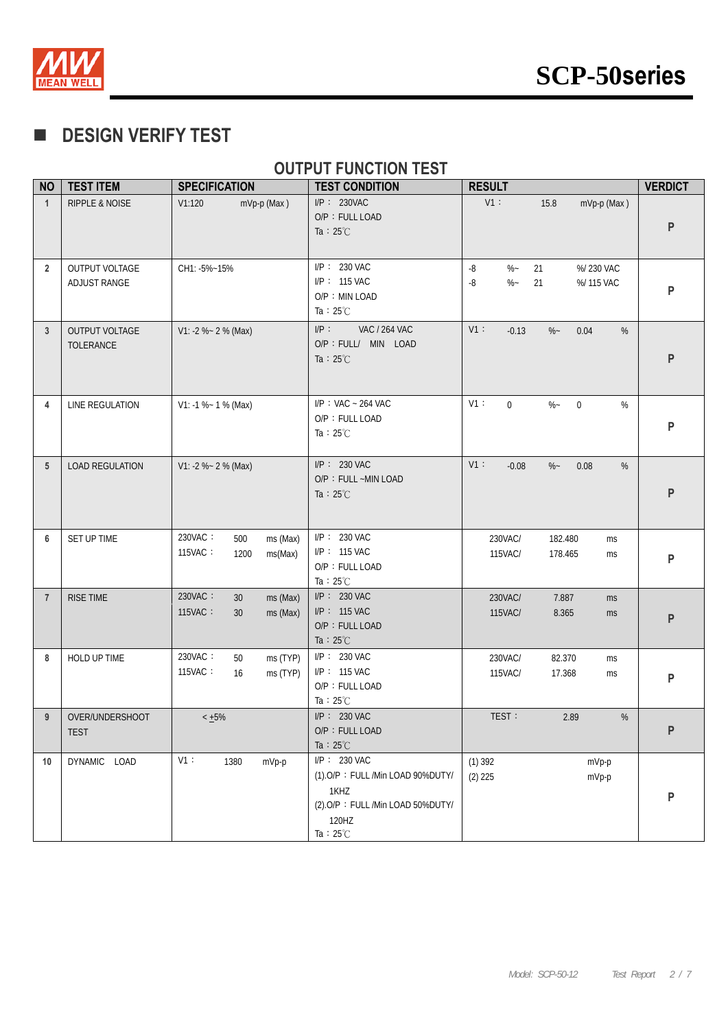# SCP-50series

## ■ DESIGN VERIFY TEST

### OUTPUT FUNCTION TEST

| NO | TEST ITEM | SPECIFICATION | TEST CONDITION | RESULT | VERDICT |
|---|---|---|---|---|---|
| 1 | RIPPLE & NOISE | V1:120 mVp-p (Max ) | I/P：230VAC<br>O/P：FULL LOAD<br>Ta：25℃ | V1： 15.8 mVp-p (Max ) | P |
| 2 | OUTPUT VOLTAGE ADJUST RANGE | CH1: -5%~15% | I/P：230 VAC<br>I/P：115 VAC<br>O/P：MIN LOAD<br>Ta：25℃ | -8 %~ 21 %/ 230 VAC<br>-8 %~ 21 %/ 115 VAC | P |
| 3 | OUTPUT VOLTAGE TOLERANCE | V1: -2 %~ 2 % (Max) | I/P： VAC / 264 VAC<br>O/P：FULL/ MIN LOAD<br>Ta：25℃ | V1： -0.13 %~ 0.04 % | P |
| 4 | LINE REGULATION | V1: -1 %~ 1 % (Max) | I/P：VAC ~ 264 VAC<br>O/P：FULL LOAD<br>Ta：25℃ | V1： 0 %~ 0 % | P |
| 5 | LOAD REGULATION | V1: -2 %~ 2 % (Max) | I/P：230 VAC<br>O/P：FULL ~MIN LOAD<br>Ta：25℃ | V1： -0.08 %~ 0.08 % | P |
| 6 | SET UP TIME | 230VAC： 500 ms (Max)<br>115VAC： 1200 ms(Max) | I/P：230 VAC<br>I/P：115 VAC<br>O/P：FULL LOAD<br>Ta：25℃ | 230VAC/ 182.480 ms<br>115VAC/ 178.465 ms | P |
| 7 | RISE TIME | 230VAC： 30 ms (Max)<br>115VAC： 30 ms (Max) | I/P：230 VAC<br>I/P：115 VAC<br>O/P：FULL LOAD<br>Ta：25℃ | 230VAC/ 7.887 ms<br>115VAC/ 8.365 ms | P |
| 8 | HOLD UP TIME | 230VAC： 50 ms (TYP)<br>115VAC： 16 ms (TYP) | I/P：230 VAC<br>I/P：115 VAC<br>O/P：FULL LOAD<br>Ta：25℃ | 230VAC/ 82.370 ms<br>115VAC/ 17.368 ms | P |
| 9 | OVER/UNDERSHOOT TEST | < ±5% | I/P：230 VAC<br>O/P：FULL LOAD<br>Ta：25℃ | TEST： 2.89 % | P |
| 10 | DYNAMIC LOAD | V1： 1380 mVp-p | I/P：230 VAC<br>(1).O/P：FULL /Min LOAD 90%DUTY/ 1KHZ<br>(2).O/P：FULL /Min LOAD 50%DUTY/ 120HZ<br>Ta：25℃ | (1) 392 mVp-p<br>(2) 225 mVp-p | P |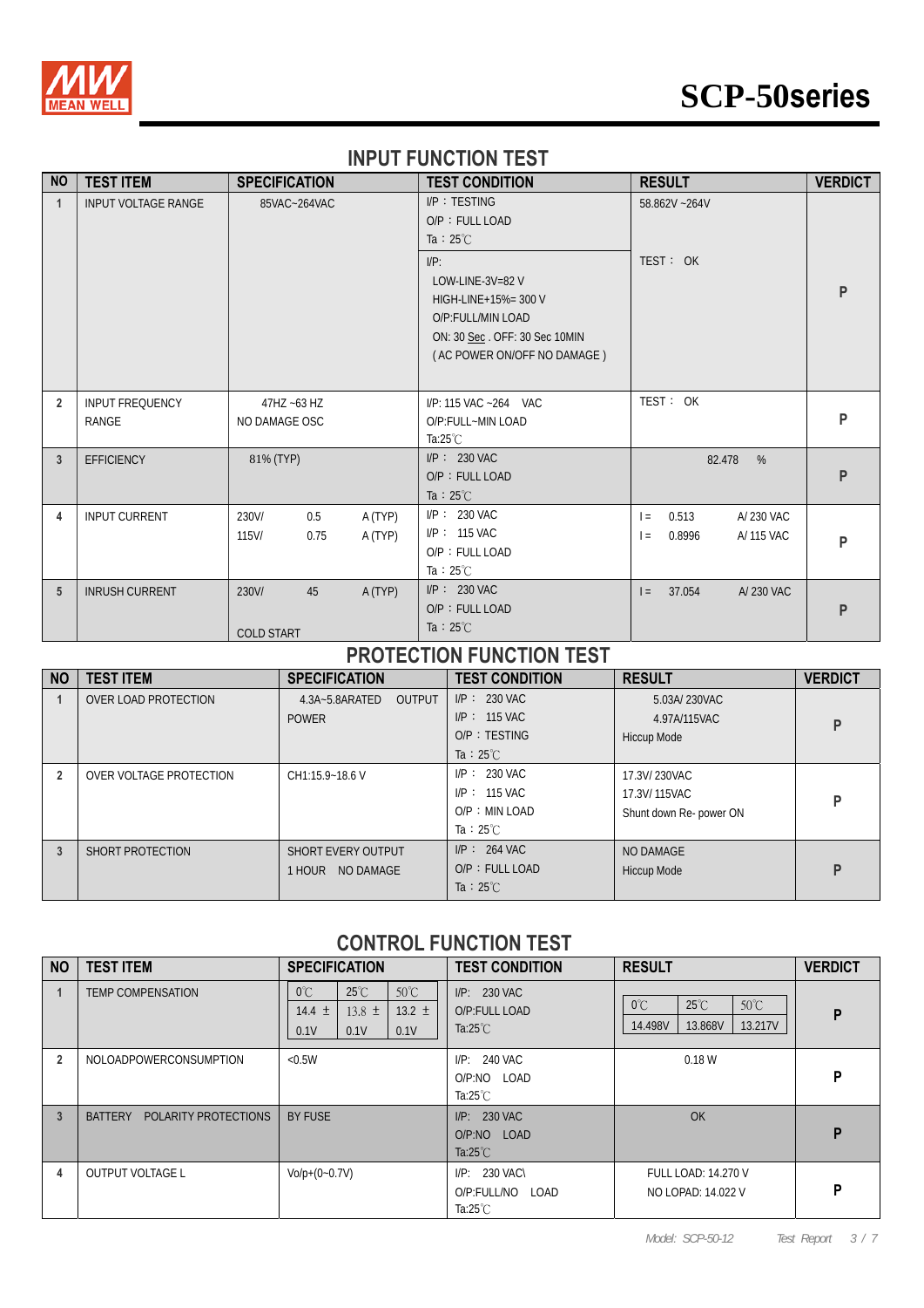## INPUT FUNCTION TEST

| NO | TEST ITEM | SPECIFICATION | TEST CONDITION | RESULT | VERDICT |
|---|---|---|---|---|---|
| 1 | INPUT VOLTAGE RANGE | 85VAC~264VAC | I/P：TESTING<br>O/P：FULL LOAD<br>Ta：25℃ | 58.862V ~264V | P |
| | | | I/P:<br>LOW-LINE-3V=82 V<br>HIGH-LINE+15%= 300 V<br>O/P:FULL/MIN LOAD<br>ON: 30 Sec . OFF: 30 Sec 10MIN<br>( AC POWER ON/OFF NO DAMAGE ) | TEST： OK | |
| 2 | INPUT FREQUENCY RANGE | 47HZ ~63 HZ<br>NO DAMAGE OSC | I/P: 115 VAC ~264 VAC<br>O/P:FULL~MIN LOAD<br>Ta:25℃ | TEST： OK | P |
| 3 | EFFICIENCY | 81% (TYP) | I/P： 230 VAC<br>O/P：FULL LOAD<br>Ta：25℃ | 82.478 % | P |
| 4 | INPUT CURRENT | 230V/ 0.5 A (TYP)<br>115V/ 0.75 A (TYP) | I/P： 230 VAC<br>I/P： 115 VAC<br>O/P：FULL LOAD<br>Ta：25℃ | I = 0.513 A/ 230 VAC<br>I = 0.8996 A/ 115 VAC | P |
| 5 | INRUSH CURRENT | 230V/ 45 A (TYP)<br>COLD START | I/P： 230 VAC<br>O/P：FULL LOAD<br>Ta：25℃ | I = 37.054 A/ 230 VAC | P |

## PROTECTION FUNCTION TEST

| NO | TEST ITEM | SPECIFICATION | TEST CONDITION | RESULT | VERDICT |
|---|---|---|---|---|---|
| 1 | OVER LOAD PROTECTION | 4.3A~5.8ARATED OUTPUT POWER | I/P： 230 VAC<br>I/P： 115 VAC<br>O/P：TESTING<br>Ta：25℃ | 5.03A/ 230VAC<br>4.97A/115VAC<br>Hiccup Mode | P |
| 2 | OVER VOLTAGE PROTECTION | CH1:15.9~18.6 V | I/P： 230 VAC<br>I/P： 115 VAC<br>O/P：MIN LOAD<br>Ta：25℃ | 17.3V/ 230VAC<br>17.3V/ 115VAC<br>Shunt down Re- power ON | P |
| 3 | SHORT PROTECTION | SHORT EVERY OUTPUT<br>1 HOUR NO DAMAGE | I/P： 264 VAC<br>O/P：FULL LOAD<br>Ta：25℃ | NO DAMAGE<br>Hiccup Mode | P |

## CONTROL FUNCTION TEST

| NO | TEST ITEM | SPECIFICATION | TEST CONDITION | RESULT | VERDICT |
|---|---|---|---|---|---|
| 1 | TEMP COMPENSATION | 0℃: 14.4 ± 0.1V<br>25℃: 13.8 ± 0.1V<br>50℃: 13.2 ± 0.1V | I/P: 230 VAC<br>O/P:FULL LOAD<br>Ta:25℃ | 0℃: 14.498V<br>25℃: 13.868V<br>50℃: 13.217V | P |
| 2 | NOLOADPOWERCONSUMPTION | <0.5W | I/P: 240 VAC<br>O/P:NO LOAD<br>Ta:25℃ | 0.18 W | P |
| 3 | BATTERY POLARITY PROTECTIONS | BY FUSE | I/P: 230 VAC<br>O/P:NO LOAD<br>Ta:25℃ | OK | P |
| 4 | OUTPUT VOLTAGE L | Vo/p+(0~0.7V) | I/P: 230 VAC\<br>O/P:FULL/NO LOAD<br>Ta:25℃ | FULL LOAD: 14.270 V<br>NO LOPAD: 14.022 V | P |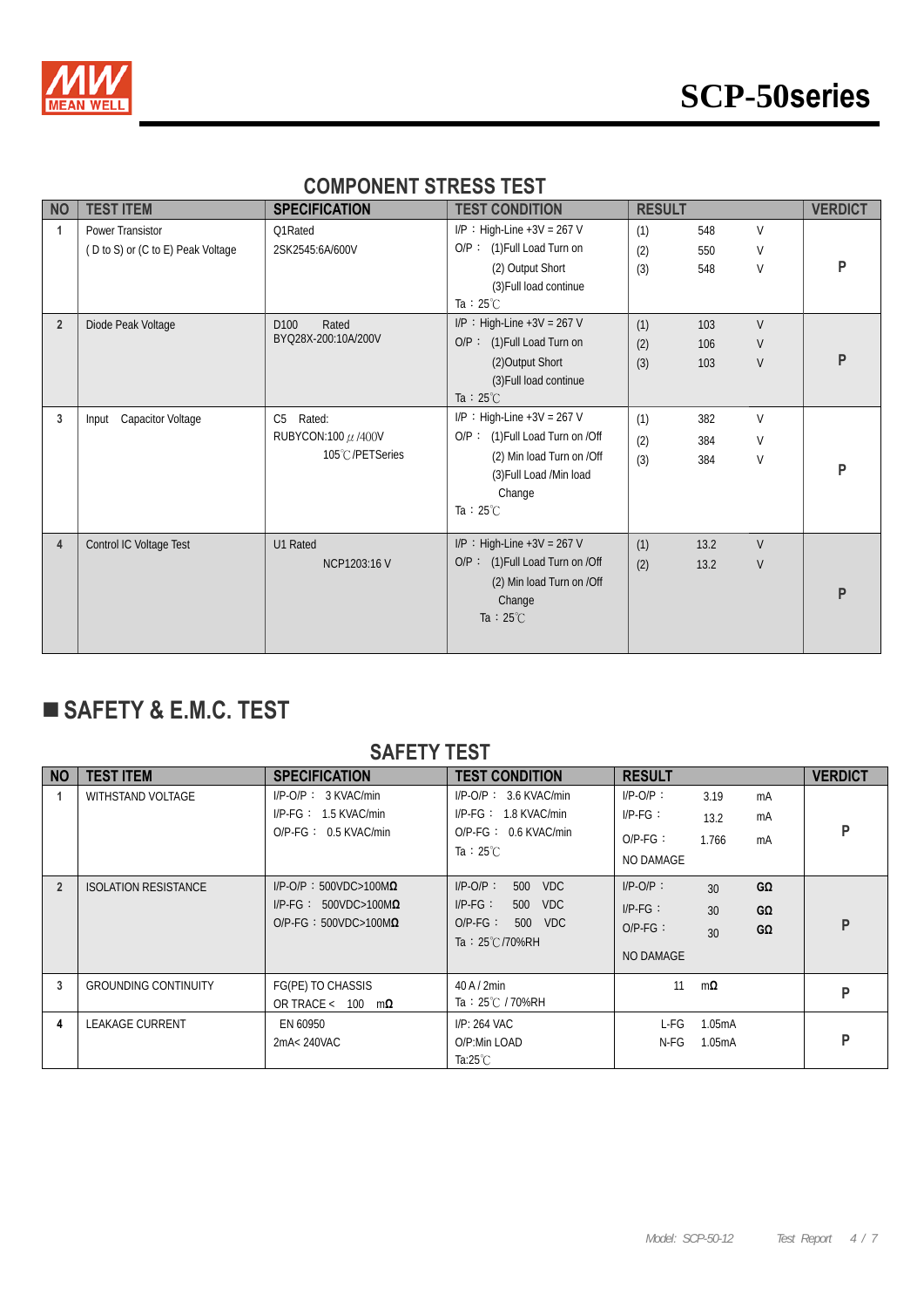## COMPONENT STRESS TEST

| NO | TEST ITEM | SPECIFICATION | TEST CONDITION | RESULT | VERDICT |
|---|---|---|---|---|---|
| 1 | Power Transistor<br>( D to S) or (C to E) Peak Voltage | Q1Rated<br>2SK2545:6A/600V | I/P：High-Line +3V = 267 V<br>O/P： (1)Full Load Turn on<br>(2) Output Short<br>(3)Full load continue<br>Ta：25℃ | (1) 548 V<br>(2) 550 V<br>(3) 548 V | P |
| 2 | Diode Peak Voltage | D100 Rated<br>BYQ28X-200:10A/200V | I/P：High-Line +3V = 267 V<br>O/P： (1)Full Load Turn on<br>(2)Output Short<br>(3)Full load continue<br>Ta：25℃ | (1) 103 V<br>(2) 106 V<br>(3) 103 V | P |
| 3 | Input Capacitor Voltage | C5 Rated:<br>RUBYCON:100 μ/400V<br>105℃/PETSeries | I/P：High-Line +3V = 267 V<br>O/P： (1)Full Load Turn on /Off<br>(2) Min load Turn on /Off<br>(3)Full Load /Min load Change<br>Ta：25℃ | (1) 382 V<br>(2) 384 V<br>(3) 384 V | P |
| 4 | Control IC Voltage Test | U1 Rated<br>NCP1203:16 V | I/P：High-Line +3V = 267 V<br>O/P： (1)Full Load Turn on /Off<br>(2) Min load Turn on /Off Change<br>Ta：25℃ | (1) 13.2 V<br>(2) 13.2 V | P |

## ■ SAFETY & E.M.C. TEST

### SAFETY TEST

| NO | TEST ITEM | SPECIFICATION | TEST CONDITION | RESULT | VERDICT |
|---|---|---|---|---|---|
| 1 | WITHSTAND VOLTAGE | I/P-O/P： 3 KVAC/min<br>I/P-FG： 1.5 KVAC/min<br>O/P-FG： 0.5 KVAC/min | I/P-O/P： 3.6 KVAC/min<br>I/P-FG： 1.8 KVAC/min<br>O/P-FG： 0.6 KVAC/min<br>Ta：25℃ | I/P-O/P： 3.19 mA<br>I/P-FG： 13.2 mA<br>O/P-FG： 1.766 mA<br>NO DAMAGE | P |
| 2 | ISOLATION RESISTANCE | I/P-O/P：500VDC>100MΩ<br>I/P-FG： 500VDC>100MΩ<br>O/P-FG：500VDC>100MΩ | I/P-O/P： 500 VDC<br>I/P-FG： 500 VDC<br>O/P-FG： 500 VDC<br>Ta：25℃/70%RH | I/P-O/P： 30 GΩ<br>I/P-FG： 30 GΩ<br>O/P-FG： 30 GΩ<br>NO DAMAGE | P |
| 3 | GROUNDING CONTINUITY | FG(PE) TO CHASSIS<br>OR TRACE < 100 mΩ | 40 A / 2min<br>Ta：25℃ / 70%RH | 11 mΩ | P |
| 4 | LEAKAGE CURRENT | EN 60950<br>2mA< 240VAC | I/P: 264 VAC<br>O/P:Min LOAD<br>Ta:25℃ | L-FG 1.05mA<br>N-FG 1.05mA | P |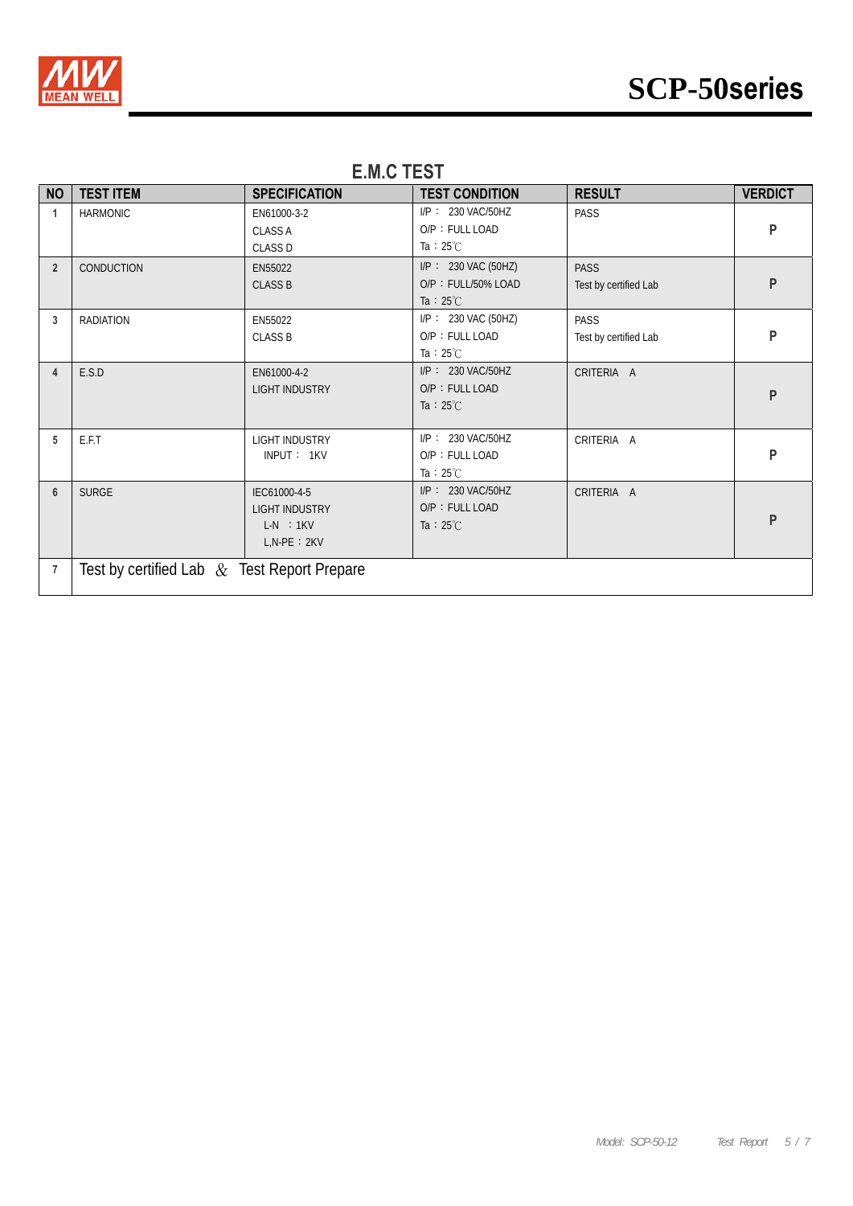## E.M.C TEST

| NO | TEST ITEM | SPECIFICATION | TEST CONDITION | RESULT | VERDICT |
|---|---|---|---|---|---|
| 1 | HARMONIC | EN61000-3-2<br>CLASS A<br>CLASS D | I/P： 230 VAC/50HZ<br>O/P：FULL LOAD<br>Ta：25℃ | PASS | P |
| 2 | CONDUCTION | EN55022<br>CLASS B | I/P： 230 VAC (50HZ)<br>O/P：FULL/50% LOAD<br>Ta：25℃ | PASS<br>Test by certified Lab | P |
| 3 | RADIATION | EN55022<br>CLASS B | I/P： 230 VAC (50HZ)<br>O/P：FULL LOAD<br>Ta：25℃ | PASS<br>Test by certified Lab | P |
| 4 | E.S.D | EN61000-4-2<br>LIGHT INDUSTRY | I/P： 230 VAC/50HZ<br>O/P：FULL LOAD<br>Ta：25℃ | CRITERIA A | P |
| 5 | E.F.T | LIGHT INDUSTRY<br>INPUT： 1KV | I/P： 230 VAC/50HZ<br>O/P：FULL LOAD<br>Ta：25℃ | CRITERIA A | P |
| 6 | SURGE | IEC61000-4-5<br>LIGHT INDUSTRY<br>L-N ：1KV<br>L,N-PE：2KV | I/P： 230 VAC/50HZ<br>O/P：FULL LOAD<br>Ta：25℃ | CRITERIA A | P |
| 7 | Test by certified Lab & Test Report Prepare | | | | |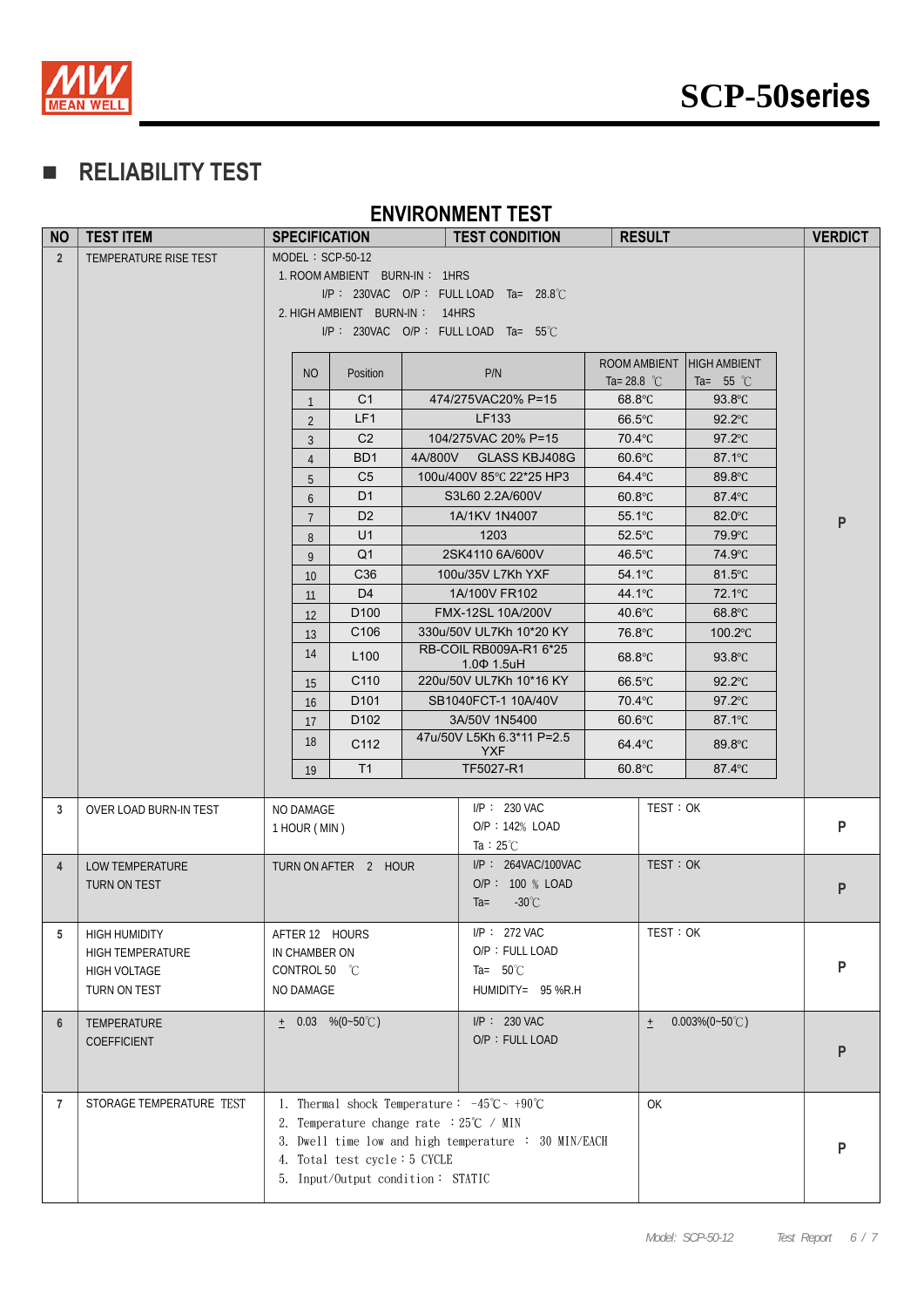## RELIABILITY TEST

### ENVIRONMENT TEST

| NO | TEST ITEM | SPECIFICATION | TEST CONDITION | RESULT | VERDICT |
|---|---|---|---|---|---|
| 2 | TEMPERATURE RISE TEST | MODEL：SCP-50-12<br>1. ROOM AMBIENT BURN-IN： 1HRS<br>I/P： 230VAC O/P： FULL LOAD Ta= 28.8℃<br>2. HIGH AMBIENT BURN-IN： 14HRS<br>I/P： 230VAC O/P： FULL LOAD Ta= 55℃ | | | P |

| NO | Position | P/N | ROOM AMBIENT Ta= 28.8 ℃ | HIGH AMBIENT Ta= 55 ℃ |
|---|---|---|---|---|
| 1 | C1 | 474/275VAC20% P=15 | 68.8℃ | 93.8℃ |
| 2 | LF1 | LF133 | 66.5℃ | 92.2℃ |
| 3 | C2 | 104/275VAC 20% P=15 | 70.4℃ | 97.2℃ |
| 4 | BD1 | 4A/800V GLASS KBJ408G | 60.6℃ | 87.1℃ |
| 5 | C5 | 100u/400V 85℃ 22*25 HP3 | 64.4℃ | 89.8℃ |
| 6 | D1 | S3L60 2.2A/600V | 60.8℃ | 87.4℃ |
| 7 | D2 | 1A/1KV 1N4007 | 55.1℃ | 82.0℃ |
| 8 | U1 | 1203 | 52.5℃ | 79.9℃ |
| 9 | Q1 | 2SK4110 6A/600V | 46.5℃ | 74.9℃ |
| 10 | C36 | 100u/35V L7Kh YXF | 54.1℃ | 81.5℃ |
| 11 | D4 | 1A/100V FR102 | 44.1℃ | 72.1℃ |
| 12 | D100 | FMX-12SL 10A/200V | 40.6℃ | 68.8℃ |
| 13 | C106 | 330u/50V UL7Kh 10*20 KY | 76.8℃ | 100.2℃ |
| 14 | L100 | RB-COIL RB009A-R1 6*25 1.0Φ 1.5uH | 68.8℃ | 93.8℃ |
| 15 | C110 | 220u/50V UL7Kh 10*16 KY | 66.5℃ | 92.2℃ |
| 16 | D101 | SB1040FCT-1 10A/40V | 70.4℃ | 97.2℃ |
| 17 | D102 | 3A/50V 1N5400 | 60.6℃ | 87.1℃ |
| 18 | C112 | 47u/50V L5Kh 6.3*11 P=2.5 YXF | 64.4℃ | 89.8℃ |
| 19 | T1 | TF5027-R1 | 60.8℃ | 87.4℃ |

| NO | TEST ITEM | SPECIFICATION | TEST CONDITION | RESULT | VERDICT |
|---|---|---|---|---|---|
| 3 | OVER LOAD BURN-IN TEST | NO DAMAGE<br>1 HOUR ( MIN ) | I/P： 230 VAC<br>O/P：142% LOAD<br>Ta：25℃ | TEST：OK | P |
| 4 | LOW TEMPERATURE TURN ON TEST | TURN ON AFTER 2 HOUR | I/P： 264VAC/100VAC<br>O/P： 100 % LOAD<br>Ta= -30℃ | TEST：OK | P |
| 5 | HIGH HUMIDITY HIGH TEMPERATURE HIGH VOLTAGE TURN ON TEST | AFTER 12 HOURS IN CHAMBER ON CONTROL 50 ℃ NO DAMAGE | I/P： 272 VAC<br>O/P：FULL LOAD<br>Ta= 50℃<br>HUMIDITY= 95 %R.H | TEST：OK | P |
| 6 | TEMPERATURE COEFFICIENT | ± 0.03 %(0~50℃) | I/P： 230 VAC<br>O/P：FULL LOAD | ± 0.003%(0~50℃) | P |
| 7 | STORAGE TEMPERATURE TEST | 1. Thermal shock Temperature： -45℃~ +90℃<br>2. Temperature change rate ：25℃ / MIN<br>3. Dwell time low and high temperature ： 30 MIN/EACH<br>4. Total test cycle：5 CYCLE<br>5. Input/Output condition： STATIC | | OK | P |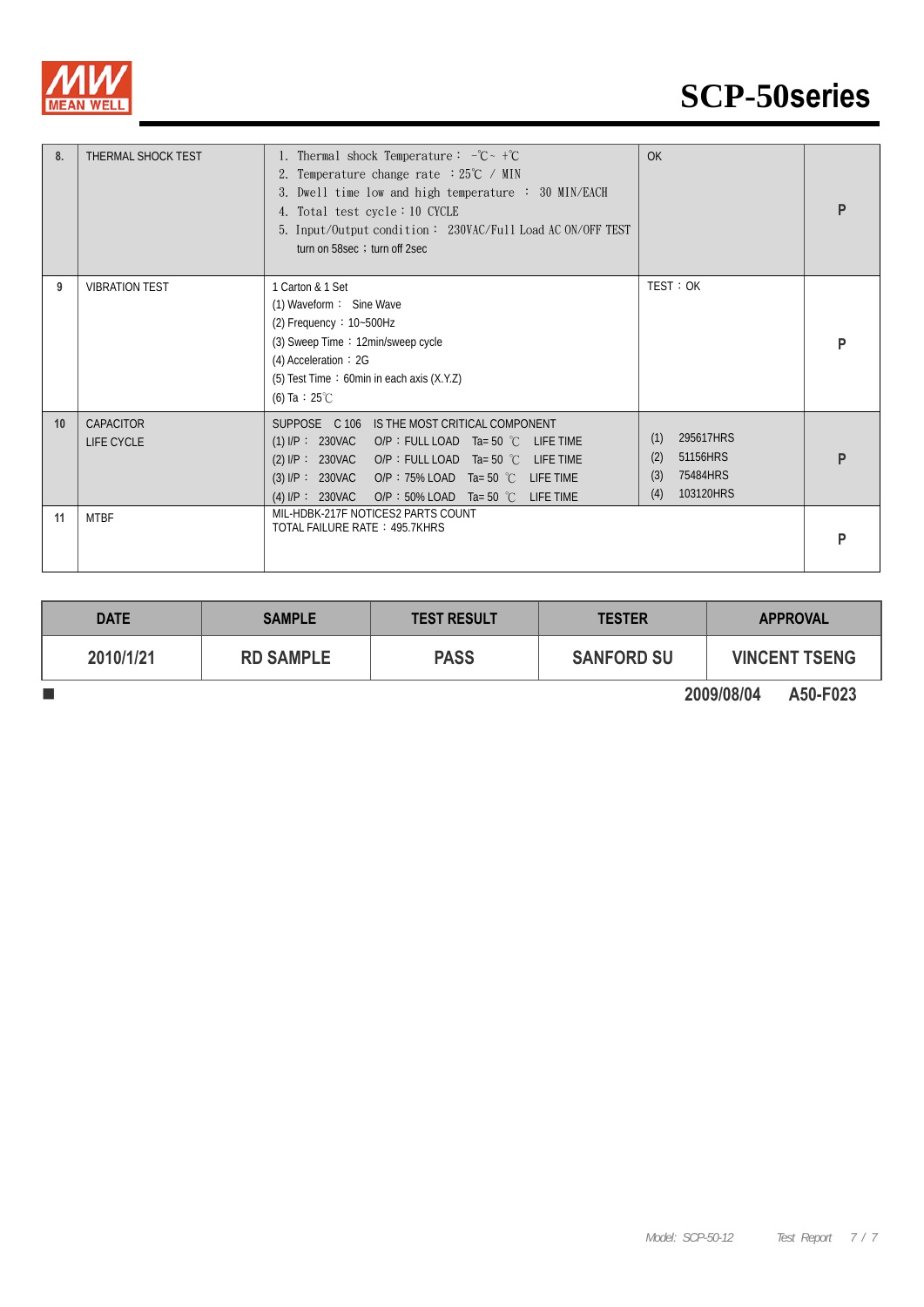| | | | | |
|---|---|---|---|---|
| 8. | THERMAL SHOCK TEST | 1. Thermal shock Temperature： -℃~ +℃<br>2. Temperature change rate ：25℃ / MIN<br>3. Dwell time low and high temperature ： 30 MIN/EACH<br>4. Total test cycle：10 CYCLE<br>5. Input/Output condition： 230VAC/Full Load AC ON/OFF TEST<br>turn on 58sec；turn off 2sec | OK | P |
| 9 | VIBRATION TEST | 1 Carton & 1 Set<br>(1) Waveform： Sine Wave<br>(2) Frequency：10~500Hz<br>(3) Sweep Time：12min/sweep cycle<br>(4) Acceleration：2G<br>(5) Test Time：60min in each axis (X.Y.Z)<br>(6) Ta：25℃ | TEST：OK | P |
| 10 | CAPACITOR LIFE CYCLE | SUPPOSE C 106 IS THE MOST CRITICAL COMPONENT<br>(1) I/P： 230VAC O/P：FULL LOAD Ta= 50 ℃ LIFE TIME<br>(2) I/P： 230VAC O/P：FULL LOAD Ta= 50 ℃ LIFE TIME<br>(3) I/P： 230VAC O/P：75% LOAD Ta= 50 ℃ LIFE TIME<br>(4) I/P： 230VAC O/P：50% LOAD Ta= 50 ℃ LIFE TIME | (1) 295617HRS<br>(2) 51156HRS<br>(3) 75484HRS<br>(4) 103120HRS | P |
| 11 | MTBF | MIL-HDBK-217F NOTICES2 PARTS COUNT<br>TOTAL FAILURE RATE：495.7KHRS | | P |

| DATE | SAMPLE | TEST RESULT | TESTER | APPROVAL |
|---|---|---|---|---|
| 2010/1/21 | RD SAMPLE | PASS | SANFORD SU | VINCENT TSENG |

■ 2009/08/04 A50-F023